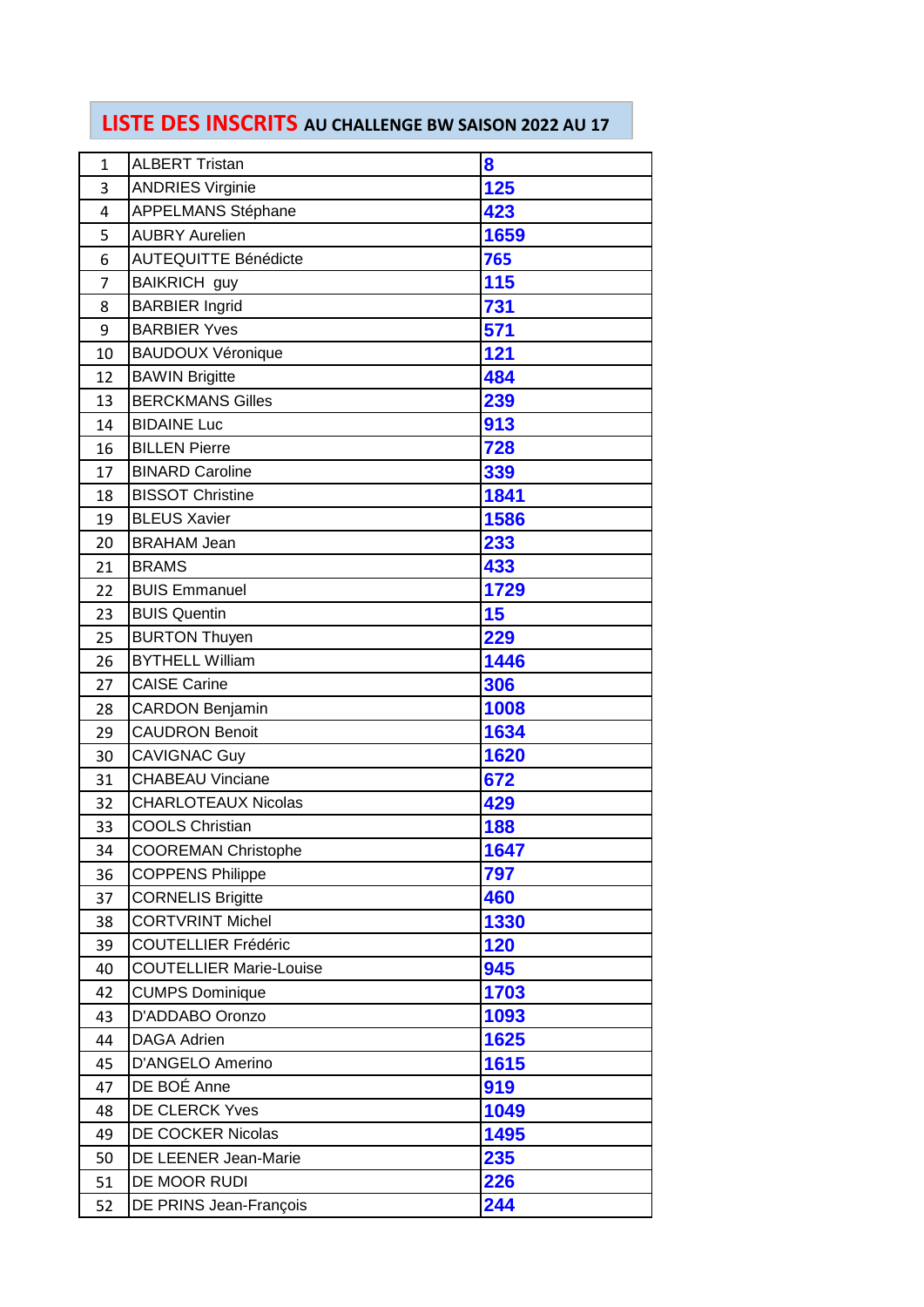# **LISTE DES INSCRITS** AU CHALLENGE BW SAISON 2022 AU 17

| | | |
|---|---|---|
| 1 | ALBERT Tristan | **8** |
| 3 | ANDRIES Virginie | **125** |
| 4 | APPELMANS Stéphane | **423** |
| 5 | AUBRY Aurelien | **1659** |
| 6 | AUTEQUITTE Bénédicte | **765** |
| 7 | BAIKRICH guy | **115** |
| 8 | BARBIER Ingrid | **731** |
| 9 | BARBIER Yves | **571** |
| 10 | BAUDOUX Véronique | **121** |
| 12 | BAWIN Brigitte | **484** |
| 13 | BERCKMANS Gilles | **239** |
| 14 | BIDAINE Luc | **913** |
| 16 | BILLEN Pierre | **728** |
| 17 | BINARD Caroline | **339** |
| 18 | BISSOT Christine | **1841** |
| 19 | BLEUS Xavier | **1586** |
| 20 | BRAHAM Jean | **233** |
| 21 | BRAMS | **433** |
| 22 | BUIS Emmanuel | **1729** |
| 23 | BUIS Quentin | **15** |
| 25 | BURTON Thuyen | **229** |
| 26 | BYTHELL William | **1446** |
| 27 | CAISE Carine | **306** |
| 28 | CARDON Benjamin | **1008** |
| 29 | CAUDRON Benoit | **1634** |
| 30 | CAVIGNAC Guy | **1620** |
| 31 | CHABEAU Vinciane | **672** |
| 32 | CHARLOTEAUX Nicolas | **429** |
| 33 | COOLS Christian | **188** |
| 34 | COOREMAN Christophe | **1647** |
| 36 | COPPENS Philippe | **797** |
| 37 | CORNELIS Brigitte | **460** |
| 38 | CORTVRINT Michel | **1330** |
| 39 | COUTELLIER Frédéric | **120** |
| 40 | COUTELLIER Marie-Louise | **945** |
| 42 | CUMPS Dominique | **1703** |
| 43 | D'ADDABO Oronzo | **1093** |
| 44 | DAGA Adrien | **1625** |
| 45 | D'ANGELO Amerino | **1615** |
| 47 | DE BOÉ Anne | **919** |
| 48 | DE CLERCK Yves | **1049** |
| 49 | DE COCKER Nicolas | **1495** |
| 50 | DE LEENER Jean-Marie | **235** |
| 51 | DE MOOR RUDI | **226** |
| 52 | DE PRINS Jean-François | **244** |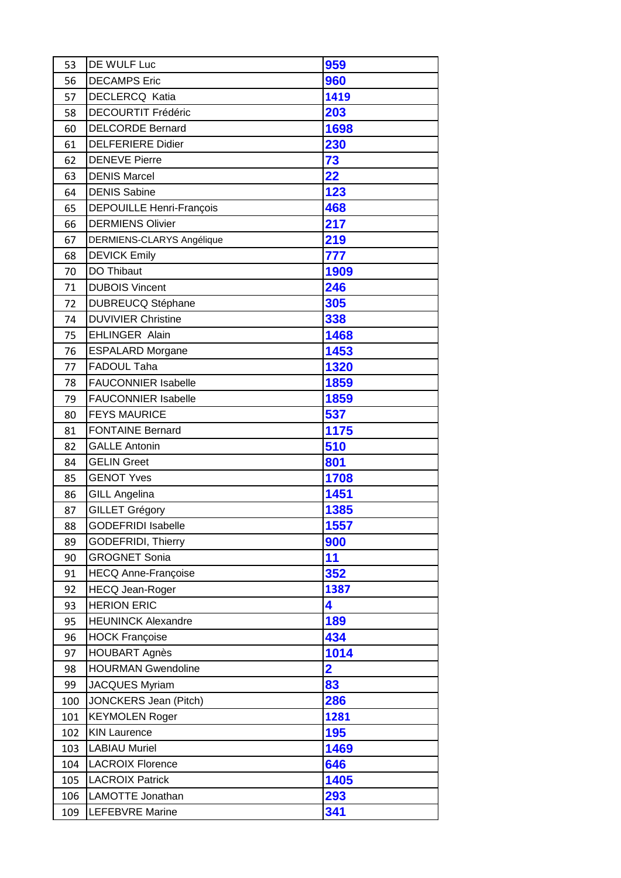| | | |
|---|---|---|
| 53 | DE WULF Luc | **959** |
| 56 | DECAMPS Eric | **960** |
| 57 | DECLERCQ  Katia | **1419** |
| 58 | DECOURTIT Frédéric | **203** |
| 60 | DELCORDE Bernard | **1698** |
| 61 | DELFERIERE Didier | **230** |
| 62 | DENEVE Pierre | **73** |
| 63 | DENIS Marcel | **22** |
| 64 | DENIS Sabine | **123** |
| 65 | DEPOUILLE Henri-François | **468** |
| 66 | DERMIENS Olivier | **217** |
| 67 | DERMIENS-CLARYS Angélique | **219** |
| 68 | DEVICK Emily | **777** |
| 70 | DO Thibaut | **1909** |
| 71 | DUBOIS Vincent | **246** |
| 72 | DUBREUCQ Stéphane | **305** |
| 74 | DUVIVIER Christine | **338** |
| 75 | EHLINGER  Alain | **1468** |
| 76 | ESPALARD Morgane | **1453** |
| 77 | FADOUL Taha | **1320** |
| 78 | FAUCONNIER Isabelle | **1859** |
| 79 | FAUCONNIER Isabelle | **1859** |
| 80 | FEYS MAURICE | **537** |
| 81 | FONTAINE Bernard | **1175** |
| 82 | GALLE Antonin | **510** |
| 84 | GELIN Greet | **801** |
| 85 | GENOT Yves | **1708** |
| 86 | GILL Angelina | **1451** |
| 87 | GILLET Grégory | **1385** |
| 88 | GODEFRIDI Isabelle | **1557** |
| 89 | GODEFRIDI, Thierry | **900** |
| 90 | GROGNET Sonia | **11** |
| 91 | HECQ Anne-Françoise | **352** |
| 92 | HECQ Jean-Roger | **1387** |
| 93 | HERION ERIC | **4** |
| 95 | HEUNINCK Alexandre | **189** |
| 96 | HOCK Françoise | **434** |
| 97 | HOUBART Agnès | **1014** |
| 98 | HOURMAN Gwendoline | **2** |
| 99 | JACQUES Myriam | **83** |
| 100 | JONCKERS Jean (Pitch) | **286** |
| 101 | KEYMOLEN Roger | **1281** |
| 102 | KIN Laurence | **195** |
| 103 | LABIAU Muriel | **1469** |
| 104 | LACROIX Florence | **646** |
| 105 | LACROIX Patrick | **1405** |
| 106 | LAMOTTE Jonathan | **293** |
| 109 | LEFEBVRE Marine | **341** |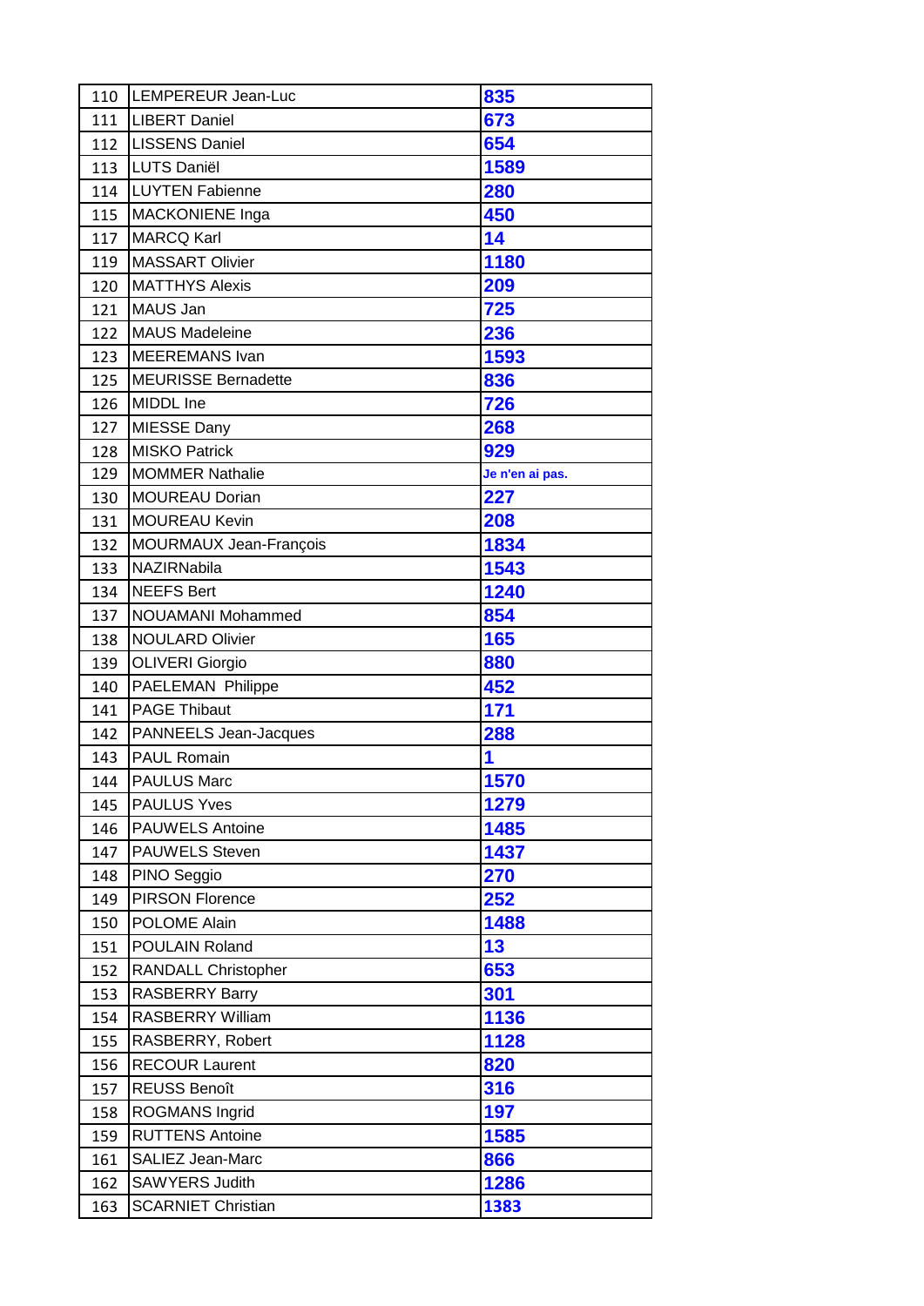| | | |
|---|---|---|
| 110 | LEMPEREUR Jean-Luc | **835** |
| 111 | LIBERT Daniel | **673** |
| 112 | LISSENS Daniel | **654** |
| 113 | LUTS Daniël | **1589** |
| 114 | LUYTEN Fabienne | **280** |
| 115 | MACKONIENE Inga | **450** |
| 117 | MARCQ Karl | **14** |
| 119 | MASSART Olivier | **1180** |
| 120 | MATTHYS Alexis | **209** |
| 121 | MAUS Jan | **725** |
| 122 | MAUS Madeleine | **236** |
| 123 | MEEREMANS Ivan | **1593** |
| 125 | MEURISSE Bernadette | **836** |
| 126 | MIDDL Ine | **726** |
| 127 | MIESSE Dany | **268** |
| 128 | MISKO Patrick | **929** |
| 129 | MOMMER Nathalie | **Je n'en ai pas.** |
| 130 | MOUREAU Dorian | **227** |
| 131 | MOUREAU Kevin | **208** |
| 132 | MOURMAUX Jean-François | **1834** |
| 133 | NAZIRNabila | **1543** |
| 134 | NEEFS Bert | **1240** |
| 137 | NOUAMANI Mohammed | **854** |
| 138 | NOULARD Olivier | **165** |
| 139 | OLIVERI Giorgio | **880** |
| 140 | PAELEMAN Philippe | **452** |
| 141 | PAGE Thibaut | **171** |
| 142 | PANNEELS Jean-Jacques | **288** |
| 143 | PAUL Romain | **1** |
| 144 | PAULUS Marc | **1570** |
| 145 | PAULUS Yves | **1279** |
| 146 | PAUWELS Antoine | **1485** |
| 147 | PAUWELS Steven | **1437** |
| 148 | PINO Seggio | **270** |
| 149 | PIRSON Florence | **252** |
| 150 | POLOME Alain | **1488** |
| 151 | POULAIN Roland | **13** |
| 152 | RANDALL Christopher | **653** |
| 153 | RASBERRY Barry | **301** |
| 154 | RASBERRY William | **1136** |
| 155 | RASBERRY, Robert | **1128** |
| 156 | RECOUR Laurent | **820** |
| 157 | REUSS Benoît | **316** |
| 158 | ROGMANS Ingrid | **197** |
| 159 | RUTTENS Antoine | **1585** |
| 161 | SALIEZ Jean-Marc | **866** |
| 162 | SAWYERS Judith | **1286** |
| 163 | SCARNIET Christian | **1383** |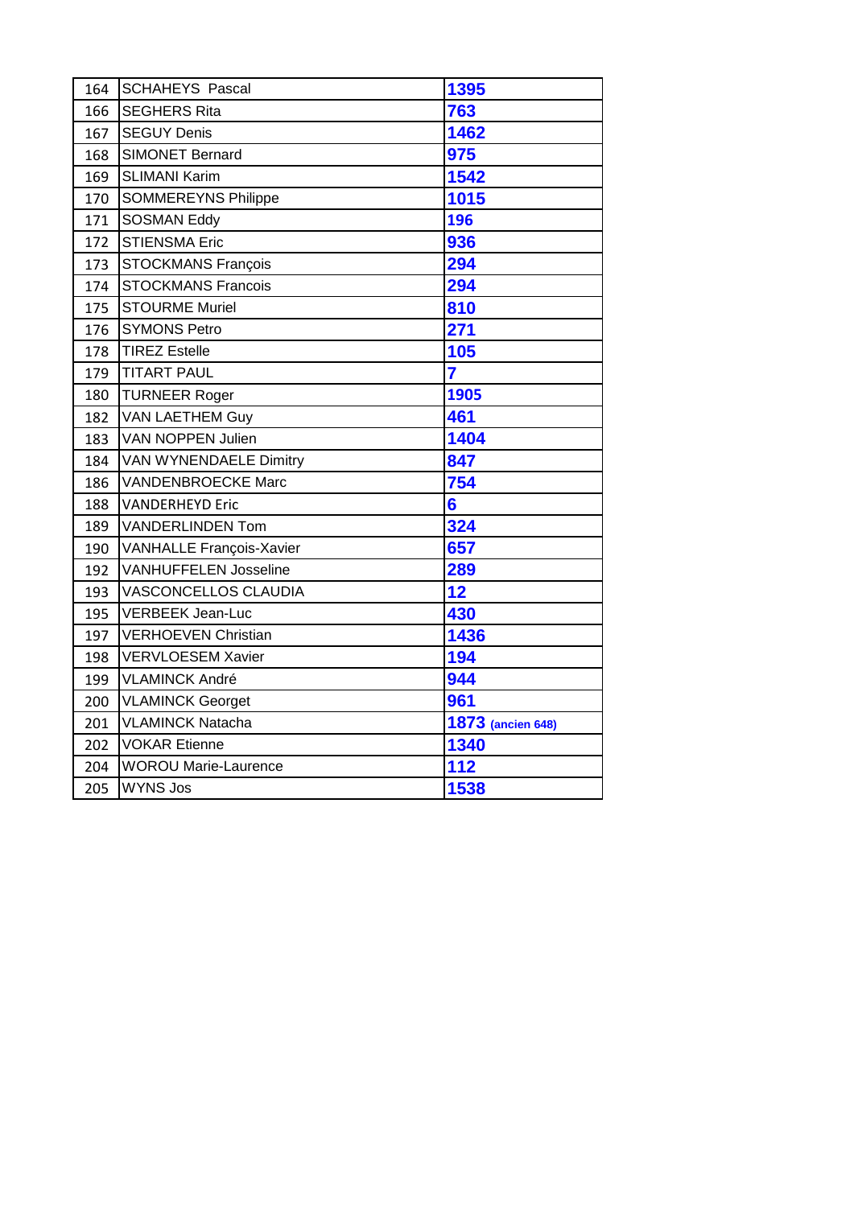| | | |
|---|---|---|
| 164 | SCHAHEYS Pascal | **1395** |
| 166 | SEGHERS Rita | **763** |
| 167 | SEGUY Denis | **1462** |
| 168 | SIMONET Bernard | **975** |
| 169 | SLIMANI Karim | **1542** |
| 170 | SOMMEREYNS Philippe | **1015** |
| 171 | SOSMAN Eddy | **196** |
| 172 | STIENSMA Eric | **936** |
| 173 | STOCKMANS François | **294** |
| 174 | STOCKMANS Francois | **294** |
| 175 | STOURME Muriel | **810** |
| 176 | SYMONS Petro | **271** |
| 178 | TIREZ Estelle | **105** |
| 179 | TITART PAUL | **7** |
| 180 | TURNEER Roger | **1905** |
| 182 | VAN LAETHEM Guy | **461** |
| 183 | VAN NOPPEN Julien | **1404** |
| 184 | VAN WYNENDAELE Dimitry | **847** |
| 186 | VANDENBROECKE Marc | **754** |
| 188 | VANDERHEYD Eric | **6** |
| 189 | VANDERLINDEN Tom | **324** |
| 190 | VANHALLE François-Xavier | **657** |
| 192 | VANHUFFELEN Josseline | **289** |
| 193 | VASCONCELLOS CLAUDIA | **12** |
| 195 | VERBEEK Jean-Luc | **430** |
| 197 | VERHOEVEN Christian | **1436** |
| 198 | VERVLOESEM Xavier | **194** |
| 199 | VLAMINCK André | **944** |
| 200 | VLAMINCK Georget | **961** |
| 201 | VLAMINCK Natacha | **1873** **(ancien 648)** |
| 202 | VOKAR Etienne | **1340** |
| 204 | WOROU Marie-Laurence | **112** |
| 205 | WYNS Jos | **1538** |